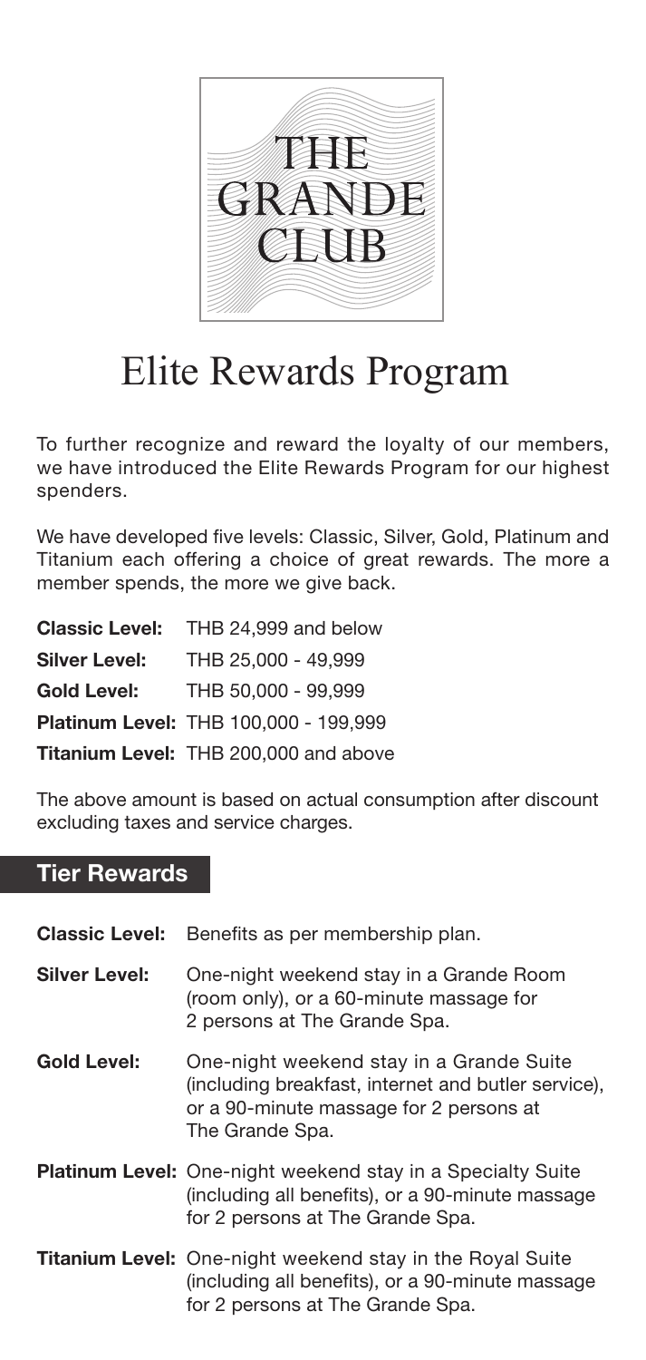# THE GRANDE CLUB

# Elite Rewards Program

To further recognize and reward the loyalty of our members, we have introduced the Elite Rewards Program for our highest spenders.

We have developed five levels: Classic, Silver, Gold, Platinum and Titanium each offering a choice of great rewards. The more a member spends, the more we give back.

| | |
|---|---|
| **Classic Level:** | THB 24,999 and below |
| **Silver Level:** | THB 25,000 - 49,999 |
| **Gold Level:** | THB 50,000 - 99,999 |
| **Platinum Level:** | THB 100,000 - 199,999 |
| **Titanium Level:** | THB 200,000 and above |

The above amount is based on actual consumption after discount excluding taxes and service charges.

## Tier Rewards

| | |
|---|---|
| **Classic Level:** | Benefits as per membership plan. |
| **Silver Level:** | One-night weekend stay in a Grande Room (room only), or a 60-minute massage for 2 persons at The Grande Spa. |
| **Gold Level:** | One-night weekend stay in a Grande Suite (including breakfast, internet and butler service), or a 90-minute massage for 2 persons at The Grande Spa. |
| **Platinum Level:** | One-night weekend stay in a Specialty Suite (including all benefits), or a 90-minute massage for 2 persons at The Grande Spa. |
| **Titanium Level:** | One-night weekend stay in the Royal Suite (including all benefits), or a 90-minute massage for 2 persons at The Grande Spa. |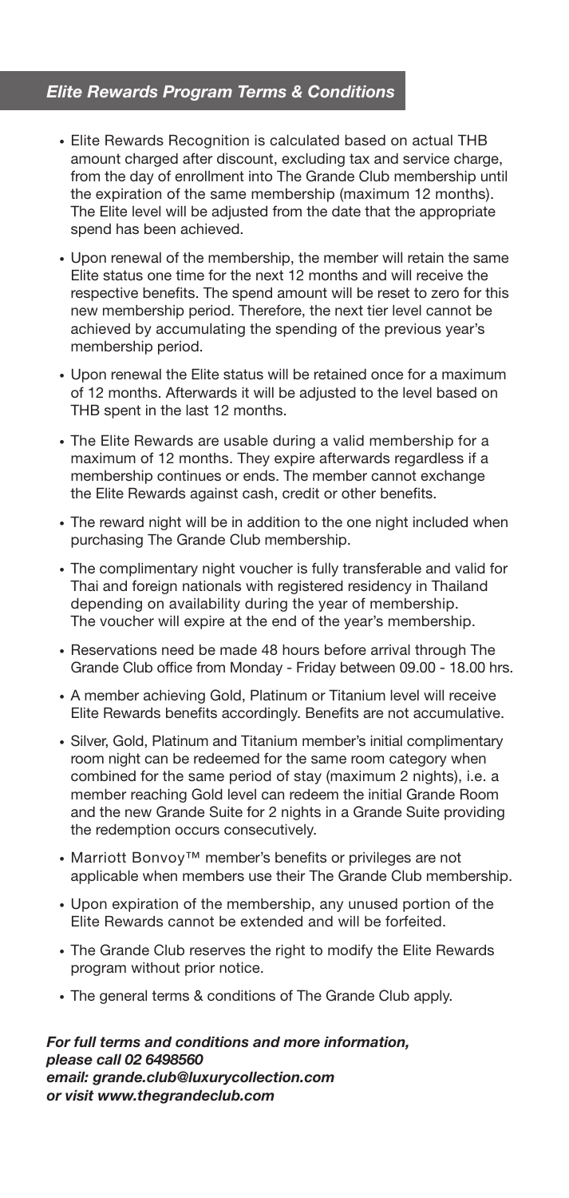## *Elite Rewards Program Terms & Conditions*

- Elite Rewards Recognition is calculated based on actual THB amount charged after discount, excluding tax and service charge, from the day of enrollment into The Grande Club membership until the expiration of the same membership (maximum 12 months). The Elite level will be adjusted from the date that the appropriate spend has been achieved.
- Upon renewal of the membership, the member will retain the same Elite status one time for the next 12 months and will receive the respective benefits. The spend amount will be reset to zero for this new membership period. Therefore, the next tier level cannot be achieved by accumulating the spending of the previous year's membership period.
- Upon renewal the Elite status will be retained once for a maximum of 12 months. Afterwards it will be adjusted to the level based on THB spent in the last 12 months.
- The Elite Rewards are usable during a valid membership for a maximum of 12 months. They expire afterwards regardless if a membership continues or ends. The member cannot exchange the Elite Rewards against cash, credit or other benefits.
- The reward night will be in addition to the one night included when purchasing The Grande Club membership.
- The complimentary night voucher is fully transferable and valid for Thai and foreign nationals with registered residency in Thailand depending on availability during the year of membership. The voucher will expire at the end of the year's membership.
- Reservations need be made 48 hours before arrival through The Grande Club office from Monday - Friday between 09.00 - 18.00 hrs.
- A member achieving Gold, Platinum or Titanium level will receive Elite Rewards benefits accordingly. Benefits are not accumulative.
- Silver, Gold, Platinum and Titanium member's initial complimentary room night can be redeemed for the same room category when combined for the same period of stay (maximum 2 nights), i.e. a member reaching Gold level can redeem the initial Grande Room and the new Grande Suite for 2 nights in a Grande Suite providing the redemption occurs consecutively.
- Marriott Bonvoy™ member's benefits or privileges are not applicable when members use their The Grande Club membership.
- Upon expiration of the membership, any unused portion of the Elite Rewards cannot be extended and will be forfeited.
- The Grande Club reserves the right to modify the Elite Rewards program without prior notice.
- The general terms & conditions of The Grande Club apply.

***For full terms and conditions and more information, please call 02 6498560***
***email: grande.club@luxurycollection.com***
***or visit www.thegrandeclub.com***